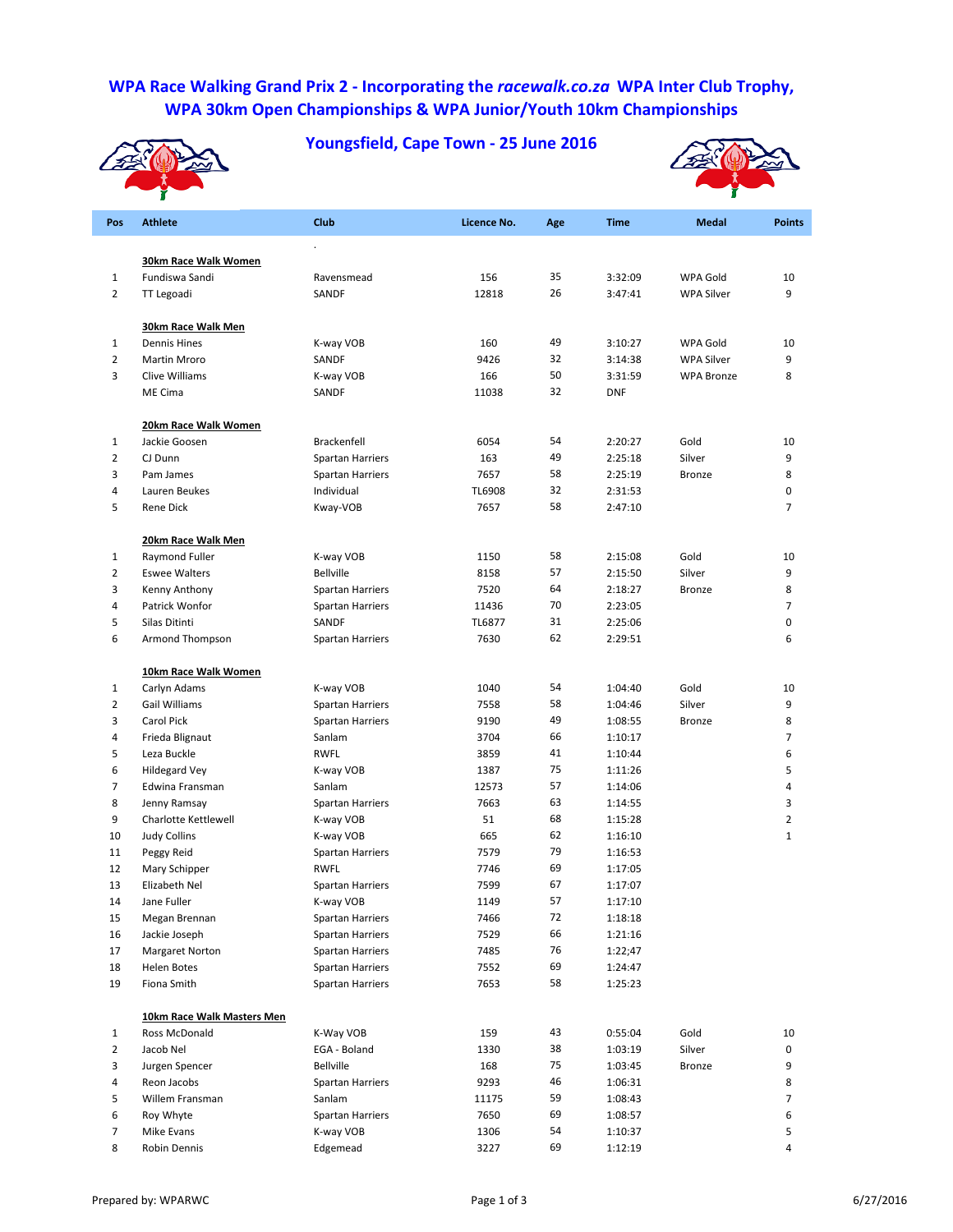# WPA Race Walking Grand Prix 2 - Incorporating the *racewalk.co.za* WPA Inter Club Trophy, WPA 30km Open Championships & WPA Junior/Youth 10km Championships

## Youngsfield, Cape Town - 25 June 2016

| Pos | Athlete | Club | Licence No. | Age | Time | Medal | Points |
|---|---|---|---|---|---|---|---|
| | **30km Race Walk Women** | . | | | | | |
| 1 | Fundiswa Sandi | Ravensmead | 156 | 35 | 3:32:09 | WPA Gold | 10 |
| 2 | TT Legoadi | SANDF | 12818 | 26 | 3:47:41 | WPA Silver | 9 |
| | **30km Race Walk Men** | | | | | | |
| 1 | Dennis Hines | K-way VOB | 160 | 49 | 3:10:27 | WPA Gold | 10 |
| 2 | Martin Mroro | SANDF | 9426 | 32 | 3:14:38 | WPA Silver | 9 |
| 3 | Clive Williams | K-way VOB | 166 | 50 | 3:31:59 | WPA Bronze | 8 |
| | ME Cima | SANDF | 11038 | 32 | DNF | | |
| | **20km Race Walk Women** | | | | | | |
| 1 | Jackie Goosen | Brackenfell | 6054 | 54 | 2:20:27 | Gold | 10 |
| 2 | CJ Dunn | Spartan Harriers | 163 | 49 | 2:25:18 | Silver | 9 |
| 3 | Pam James | Spartan Harriers | 7657 | 58 | 2:25:19 | Bronze | 8 |
| 4 | Lauren Beukes | Individual | TL6908 | 32 | 2:31:53 | | 0 |
| 5 | Rene Dick | Kway-VOB | 7657 | 58 | 2:47:10 | | 7 |
| | **20km Race Walk Men** | | | | | | |
| 1 | Raymond Fuller | K-way VOB | 1150 | 58 | 2:15:08 | Gold | 10 |
| 2 | Eswee Walters | Bellville | 8158 | 57 | 2:15:50 | Silver | 9 |
| 3 | Kenny Anthony | Spartan Harriers | 7520 | 64 | 2:18:27 | Bronze | 8 |
| 4 | Patrick Wonfor | Spartan Harriers | 11436 | 70 | 2:23:05 | | 7 |
| 5 | Silas Ditinti | SANDF | TL6877 | 31 | 2:25:06 | | 0 |
| 6 | Armond Thompson | Spartan Harriers | 7630 | 62 | 2:29:51 | | 6 |
| | **10km Race Walk Women** | | | | | | |
| 1 | Carlyn Adams | K-way VOB | 1040 | 54 | 1:04:40 | Gold | 10 |
| 2 | Gail Williams | Spartan Harriers | 7558 | 58 | 1:04:46 | Silver | 9 |
| 3 | Carol Pick | Spartan Harriers | 9190 | 49 | 1:08:55 | Bronze | 8 |
| 4 | Frieda Blignaut | Sanlam | 3704 | 66 | 1:10:17 | | 7 |
| 5 | Leza Buckle | RWFL | 3859 | 41 | 1:10:44 | | 6 |
| 6 | Hildegard Vey | K-way VOB | 1387 | 75 | 1:11:26 | | 5 |
| 7 | Edwina Fransman | Sanlam | 12573 | 57 | 1:14:06 | | 4 |
| 8 | Jenny Ramsay | Spartan Harriers | 7663 | 63 | 1:14:55 | | 3 |
| 9 | Charlotte Kettlewell | K-way VOB | 51 | 68 | 1:15:28 | | 2 |
| 10 | Judy Collins | K-way VOB | 665 | 62 | 1:16:10 | | 1 |
| 11 | Peggy Reid | Spartan Harriers | 7579 | 79 | 1:16:53 | | |
| 12 | Mary Schipper | RWFL | 7746 | 69 | 1:17:05 | | |
| 13 | Elizabeth Nel | Spartan Harriers | 7599 | 67 | 1:17:07 | | |
| 14 | Jane Fuller | K-way VOB | 1149 | 57 | 1:17:10 | | |
| 15 | Megan Brennan | Spartan Harriers | 7466 | 72 | 1:18:18 | | |
| 16 | Jackie Joseph | Spartan Harriers | 7529 | 66 | 1:21:16 | | |
| 17 | Margaret Norton | Spartan Harriers | 7485 | 76 | 1:22;47 | | |
| 18 | Helen Botes | Spartan Harriers | 7552 | 69 | 1:24:47 | | |
| 19 | Fiona Smith | Spartan Harriers | 7653 | 58 | 1:25:23 | | |
| | **10km Race Walk Masters Men** | | | | | | |
| 1 | Ross McDonald | K-Way VOB | 159 | 43 | 0:55:04 | Gold | 10 |
| 2 | Jacob Nel | EGA - Boland | 1330 | 38 | 1:03:19 | Silver | 0 |
| 3 | Jurgen Spencer | Bellville | 168 | 75 | 1:03:45 | Bronze | 9 |
| 4 | Reon Jacobs | Spartan Harriers | 9293 | 46 | 1:06:31 | | 8 |
| 5 | Willem Fransman | Sanlam | 11175 | 59 | 1:08:43 | | 7 |
| 6 | Roy Whyte | Spartan Harriers | 7650 | 69 | 1:08:57 | | 6 |
| 7 | Mike Evans | K-way VOB | 1306 | 54 | 1:10:37 | | 5 |
| 8 | Robin Dennis | Edgemead | 3227 | 69 | 1:12:19 | | 4 |

Prepared by: WPARWC　　　　6/27/2016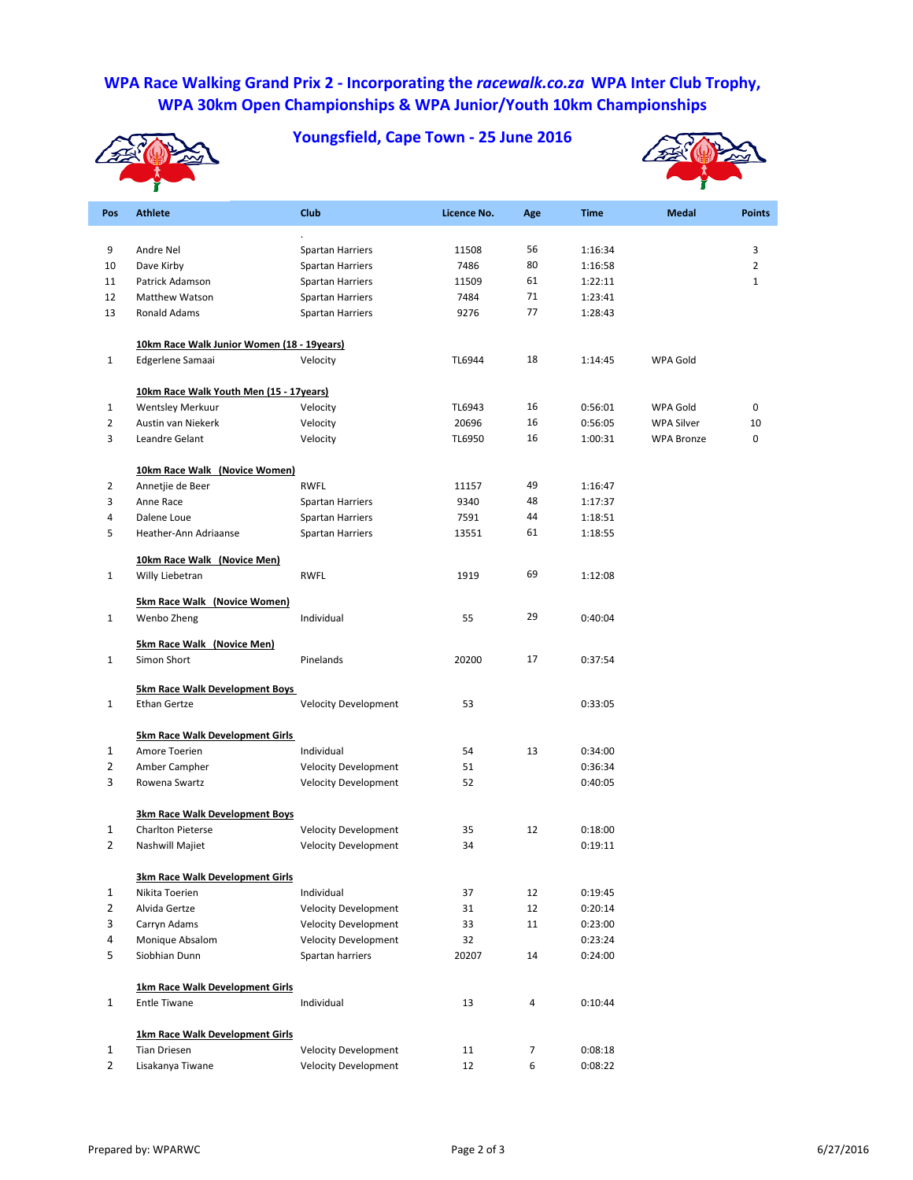# WPA Race Walking Grand Prix 2 - Incorporating the *racewalk.co.za* WPA Inter Club Trophy, WPA 30km Open Championships & WPA Junior/Youth 10km Championships

## Youngsfield, Cape Town - 25 June 2016

| Pos | Athlete | Club | Licence No. | Age | Time | Medal | Points |
|---|---|---|---|---|---|---|---|
| | | . | | | | | |
| 9 | Andre Nel | Spartan Harriers | 11508 | 56 | 1:16:34 | | 3 |
| 10 | Dave Kirby | Spartan Harriers | 7486 | 80 | 1:16:58 | | 2 |
| 11 | Patrick Adamson | Spartan Harriers | 11509 | 61 | 1:22:11 | | 1 |
| 12 | Matthew Watson | Spartan Harriers | 7484 | 71 | 1:23:41 | | |
| 13 | Ronald Adams | Spartan Harriers | 9276 | 77 | 1:28:43 | | |
| | **10km Race Walk Junior Women (18 - 19years)** | | | | | | |
| 1 | Edgerlene Samaai | Velocity | TL6944 | 18 | 1:14:45 | WPA Gold | |
| | **10km Race Walk Youth Men (15 - 17years)** | | | | | | |
| 1 | Wentsley Merkuur | Velocity | TL6943 | 16 | 0:56:01 | WPA Gold | 0 |
| 2 | Austin van Niekerk | Velocity | 20696 | 16 | 0:56:05 | WPA Silver | 10 |
| 3 | Leandre Gelant | Velocity | TL6950 | 16 | 1:00:31 | WPA Bronze | 0 |
| | **10km Race Walk (Novice Women)** | | | | | | |
| 2 | Annetjie de Beer | RWFL | 11157 | 49 | 1:16:47 | | |
| 3 | Anne Race | Spartan Harriers | 9340 | 48 | 1:17:37 | | |
| 4 | Dalene Loue | Spartan Harriers | 7591 | 44 | 1:18:51 | | |
| 5 | Heather-Ann Adriaanse | Spartan Harriers | 13551 | 61 | 1:18:55 | | |
| | **10km Race Walk (Novice Men)** | | | | | | |
| 1 | Willy Liebetran | RWFL | 1919 | 69 | 1:12:08 | | |
| | **5km Race Walk (Novice Women)** | | | | | | |
| 1 | Wenbo Zheng | Individual | 55 | 29 | 0:40:04 | | |
| | **5km Race Walk (Novice Men)** | | | | | | |
| 1 | Simon Short | Pinelands | 20200 | 17 | 0:37:54 | | |
| | **5km Race Walk Development Boys** | | | | | | |
| 1 | Ethan Gertze | Velocity Development | 53 | | 0:33:05 | | |
| | **5km Race Walk Development Girls** | | | | | | |
| 1 | Amore Toerien | Individual | 54 | 13 | 0:34:00 | | |
| 2 | Amber Campher | Velocity Development | 51 | | 0:36:34 | | |
| 3 | Rowena Swartz | Velocity Development | 52 | | 0:40:05 | | |
| | **3km Race Walk Development Boys** | | | | | | |
| 1 | Charlton Pieterse | Velocity Development | 35 | 12 | 0:18:00 | | |
| 2 | Nashwill Majiet | Velocity Development | 34 | | 0:19:11 | | |
| | **3km Race Walk Development Girls** | | | | | | |
| 1 | Nikita Toerien | Individual | 37 | 12 | 0:19:45 | | |
| 2 | Alvida Gertze | Velocity Development | 31 | 12 | 0:20:14 | | |
| 3 | Carryn Adams | Velocity Development | 33 | 11 | 0:23:00 | | |
| 4 | Monique Absalom | Velocity Development | 32 | | 0:23:24 | | |
| 5 | Siobhian Dunn | Spartan harriers | 20207 | 14 | 0:24:00 | | |
| | **1km Race Walk Development Girls** | | | | | | |
| 1 | Entle Tiwane | Individual | 13 | 4 | 0:10:44 | | |
| | **1km Race Walk Development Girls** | | | | | | |
| 1 | Tian Driesen | Velocity Development | 11 | 7 | 0:08:18 | | |
| 2 | Lisakanya Tiwane | Velocity Development | 12 | 6 | 0:08:22 | | |

Prepared by: WPARWC

6/27/2016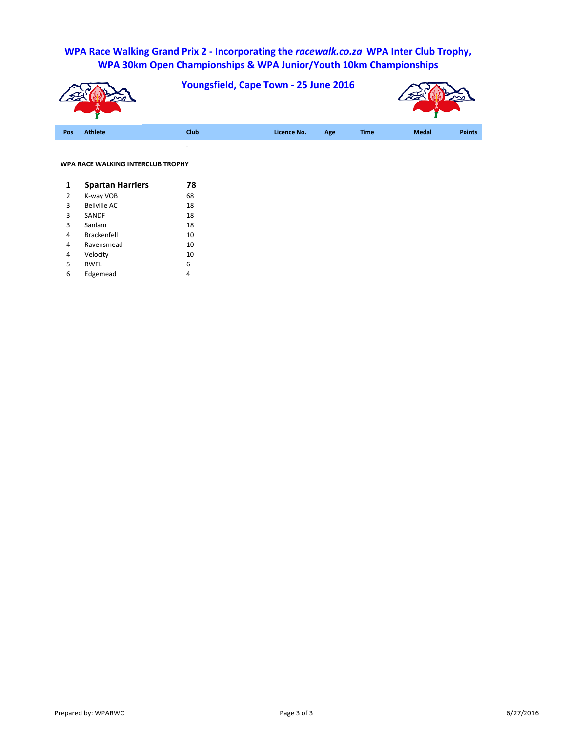# WPA Race Walking Grand Prix 2 - Incorporating the *racewalk.co.za* WPA Inter Club Trophy, WPA 30km Open Championships & WPA Junior/Youth 10km Championships

## Youngsfield, Cape Town - 25 June 2016

| Pos | Athlete | Club | Licence No. | Age | Time | Medal | Points |
|---|---|---|---|---|---|---|---|
| | | . | | | | | |

### WPA RACE WALKING INTERCLUB TROPHY

| | | |
|---|---|---|
| **1** | **Spartan Harriers** | **78** |
| 2 | K-way VOB | 68 |
| 3 | Bellville AC | 18 |
| 3 | SANDF | 18 |
| 3 | Sanlam | 18 |
| 4 | Brackenfell | 10 |
| 4 | Ravensmead | 10 |
| 4 | Velocity | 10 |
| 5 | RWFL | 6 |
| 6 | Edgemead | 4 |

Prepared by: WPARWC

6/27/2016